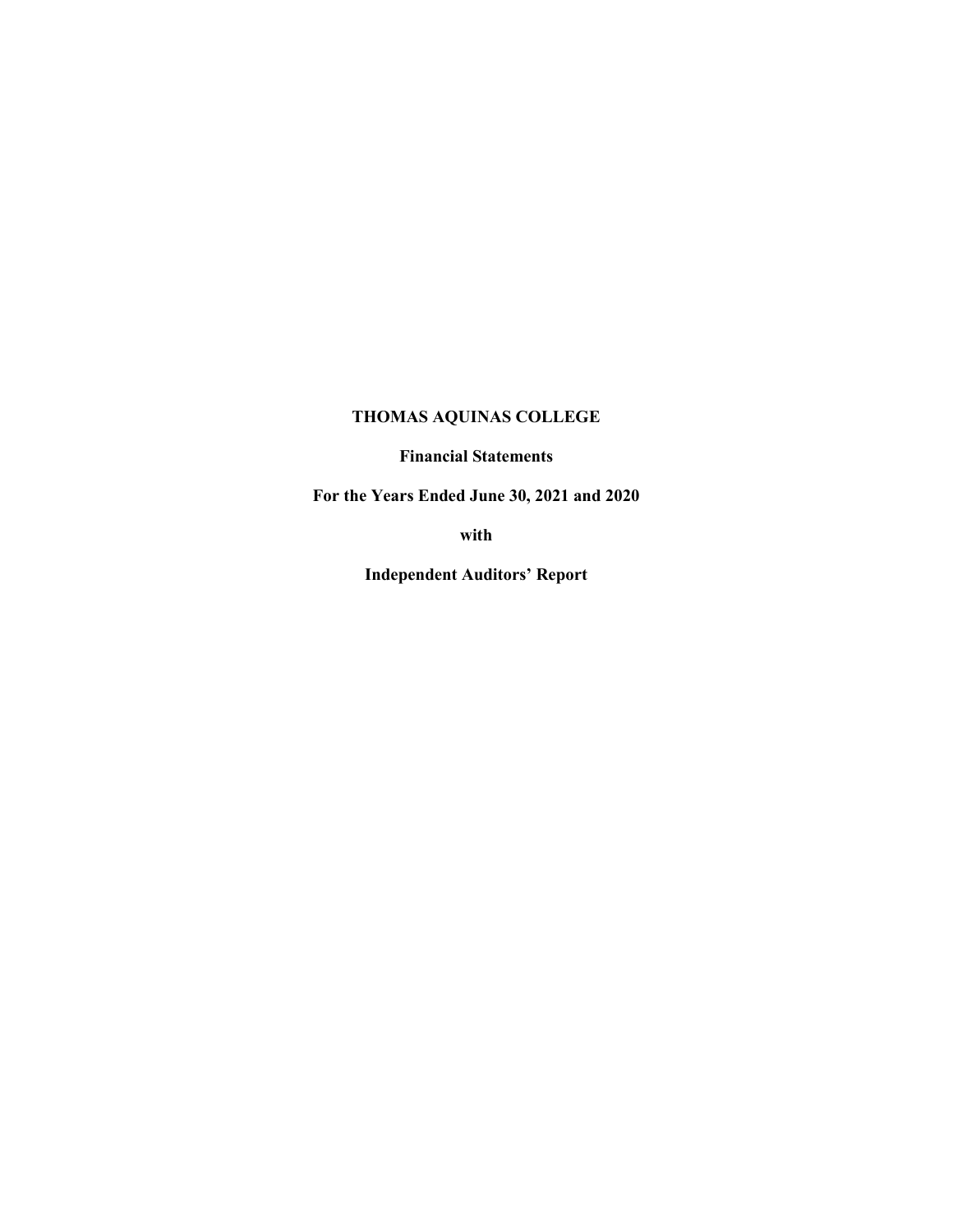# THOMAS AQUINAS COLLEGE

**Financial Statements**

**For the Years Ended June 30, 2021 and 2020**

**with**

**Independent Auditors' Report**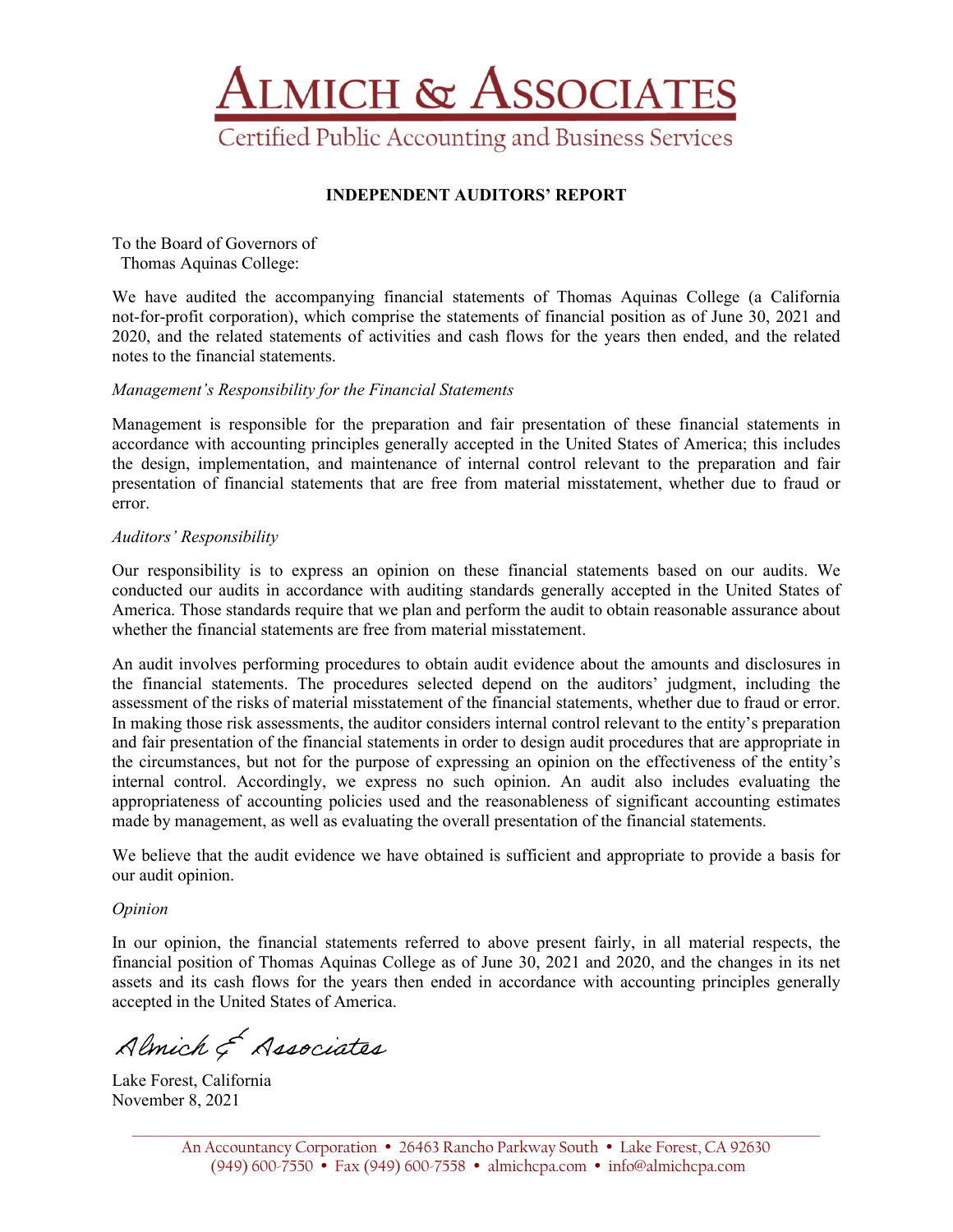# ALMICH & ASSOCIATES

Certified Public Accounting and Business Services

## INDEPENDENT AUDITORS' REPORT

To the Board of Governors of
Thomas Aquinas College:

We have audited the accompanying financial statements of Thomas Aquinas College (a California not-for-profit corporation), which comprise the statements of financial position as of June 30, 2021 and 2020, and the related statements of activities and cash flows for the years then ended, and the related notes to the financial statements.

*Management's Responsibility for the Financial Statements*

Management is responsible for the preparation and fair presentation of these financial statements in accordance with accounting principles generally accepted in the United States of America; this includes the design, implementation, and maintenance of internal control relevant to the preparation and fair presentation of financial statements that are free from material misstatement, whether due to fraud or error.

*Auditors' Responsibility*

Our responsibility is to express an opinion on these financial statements based on our audits. We conducted our audits in accordance with auditing standards generally accepted in the United States of America. Those standards require that we plan and perform the audit to obtain reasonable assurance about whether the financial statements are free from material misstatement.

An audit involves performing procedures to obtain audit evidence about the amounts and disclosures in the financial statements. The procedures selected depend on the auditors' judgment, including the assessment of the risks of material misstatement of the financial statements, whether due to fraud or error. In making those risk assessments, the auditor considers internal control relevant to the entity's preparation and fair presentation of the financial statements in order to design audit procedures that are appropriate in the circumstances, but not for the purpose of expressing an opinion on the effectiveness of the entity's internal control. Accordingly, we express no such opinion. An audit also includes evaluating the appropriateness of accounting policies used and the reasonableness of significant accounting estimates made by management, as well as evaluating the overall presentation of the financial statements.

We believe that the audit evidence we have obtained is sufficient and appropriate to provide a basis for our audit opinion.

*Opinion*

In our opinion, the financial statements referred to above present fairly, in all material respects, the financial position of Thomas Aquinas College as of June 30, 2021 and 2020, and the changes in its net assets and its cash flows for the years then ended in accordance with accounting principles generally accepted in the United States of America.

*Almich & Associates*

Lake Forest, California
November 8, 2021

An Accountancy Corporation • 26463 Rancho Parkway South • Lake Forest, CA 92630
(949) 600-7550 • Fax (949) 600-7558 • almichcpa.com • info@almichcpa.com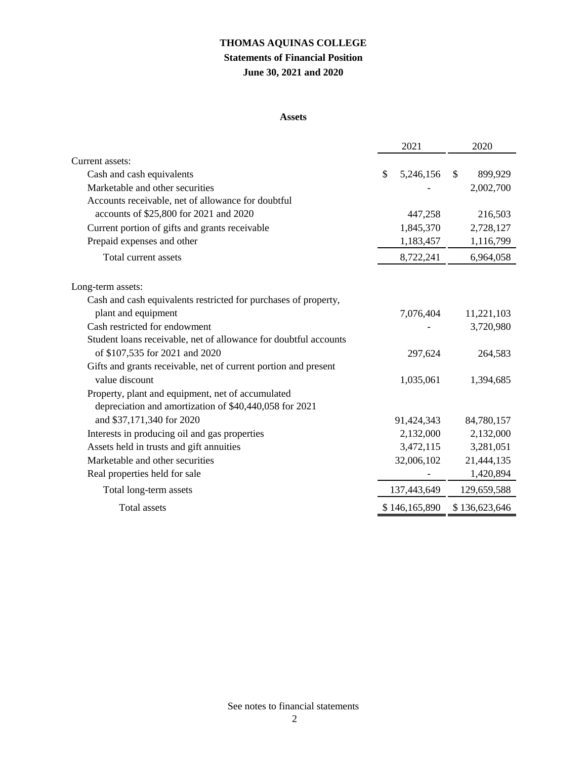# THOMAS AQUINAS COLLEGE

## Statements of Financial Position

### June 30, 2021 and 2020

**Assets**

| | 2021 | 2020 |
|---|---|---|
| Current assets: | | |
| Cash and cash equivalents | $ 5,246,156 | $ 899,929 |
| Marketable and other securities | - | 2,002,700 |
| Accounts receivable, net of allowance for doubtful accounts of $25,800 for 2021 and 2020 | 447,258 | 216,503 |
| Current portion of gifts and grants receivable | 1,845,370 | 2,728,127 |
| Prepaid expenses and other | 1,183,457 | 1,116,799 |
| Total current assets | 8,722,241 | 6,964,058 |
| Long-term assets: | | |
| Cash and cash equivalents restricted for purchases of property, plant and equipment | 7,076,404 | 11,221,103 |
| Cash restricted for endowment | - | 3,720,980 |
| Student loans receivable, net of allowance for doubtful accounts of $107,535 for 2021 and 2020 | 297,624 | 264,583 |
| Gifts and grants receivable, net of current portion and present value discount | 1,035,061 | 1,394,685 |
| Property, plant and equipment, net of accumulated depreciation and amortization of $40,440,058 for 2021 and $37,171,340 for 2020 | 91,424,343 | 84,780,157 |
| Interests in producing oil and gas properties | 2,132,000 | 2,132,000 |
| Assets held in trusts and gift annuities | 3,472,115 | 3,281,051 |
| Marketable and other securities | 32,006,102 | 21,444,135 |
| Real properties held for sale | - | 1,420,894 |
| Total long-term assets | 137,443,649 | 129,659,588 |
| Total assets | $ 146,165,890 | $ 136,623,646 |

See notes to financial statements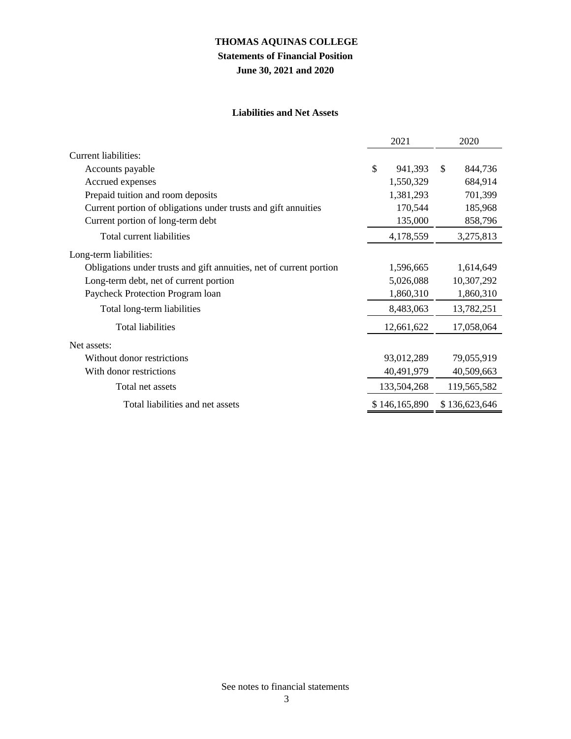# THOMAS AQUINAS COLLEGE

## Statements of Financial Position

## June 30, 2021 and 2020

### Liabilities and Net Assets

| | 2021 | 2020 |
|---|---|---|
| Current liabilities: | | |
| Accounts payable | $ 941,393 | $ 844,736 |
| Accrued expenses | 1,550,329 | 684,914 |
| Prepaid tuition and room deposits | 1,381,293 | 701,399 |
| Current portion of obligations under trusts and gift annuities | 170,544 | 185,968 |
| Current portion of long-term debt | 135,000 | 858,796 |
| Total current liabilities | 4,178,559 | 3,275,813 |
| Long-term liabilities: | | |
| Obligations under trusts and gift annuities, net of current portion | 1,596,665 | 1,614,649 |
| Long-term debt, net of current portion | 5,026,088 | 10,307,292 |
| Paycheck Protection Program loan | 1,860,310 | 1,860,310 |
| Total long-term liabilities | 8,483,063 | 13,782,251 |
| Total liabilities | 12,661,622 | 17,058,064 |
| Net assets: | | |
| Without donor restrictions | 93,012,289 | 79,055,919 |
| With donor restrictions | 40,491,979 | 40,509,663 |
| Total net assets | 133,504,268 | 119,565,582 |
| Total liabilities and net assets | $ 146,165,890 | $ 136,623,646 |

See notes to financial statements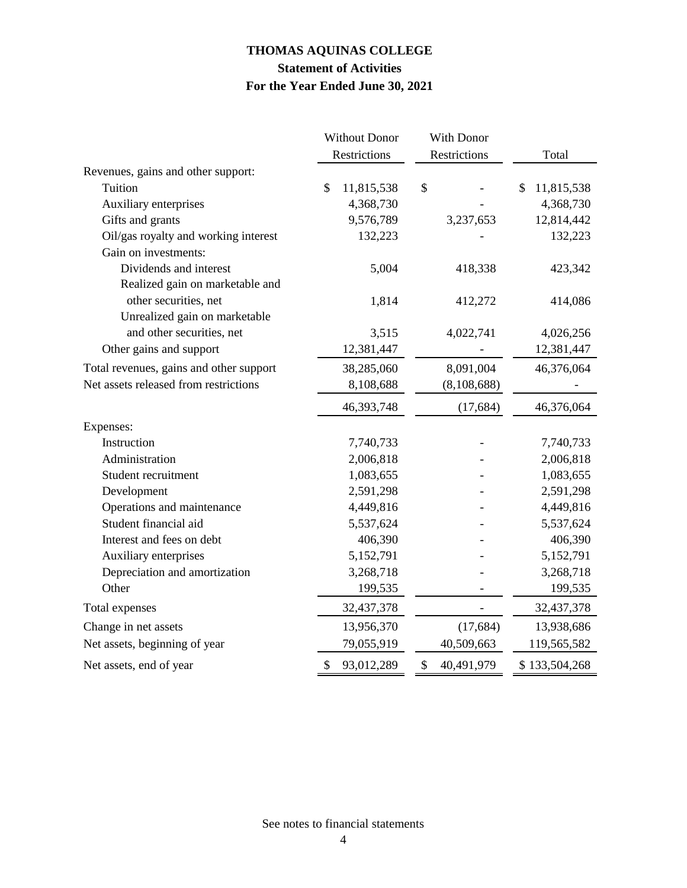# THOMAS AQUINAS COLLEGE

## Statement of Activities

### For the Year Ended June 30, 2021

| | Without Donor Restrictions | With Donor Restrictions | Total |
|---|---|---|---|
| Revenues, gains and other support: | | | |
| Tuition | $ 11,815,538 | $ - | $ 11,815,538 |
| Auxiliary enterprises | 4,368,730 | - | 4,368,730 |
| Gifts and grants | 9,576,789 | 3,237,653 | 12,814,442 |
| Oil/gas royalty and working interest | 132,223 | - | 132,223 |
| Gain on investments: | | | |
| Dividends and interest | 5,004 | 418,338 | 423,342 |
| Realized gain on marketable and other securities, net | 1,814 | 412,272 | 414,086 |
| Unrealized gain on marketable and other securities, net | 3,515 | 4,022,741 | 4,026,256 |
| Other gains and support | 12,381,447 | - | 12,381,447 |
| Total revenues, gains and other support | 38,285,060 | 8,091,004 | 46,376,064 |
| Net assets released from restrictions | 8,108,688 | (8,108,688) | - |
| | 46,393,748 | (17,684) | 46,376,064 |
| Expenses: | | | |
| Instruction | 7,740,733 | - | 7,740,733 |
| Administration | 2,006,818 | - | 2,006,818 |
| Student recruitment | 1,083,655 | - | 1,083,655 |
| Development | 2,591,298 | - | 2,591,298 |
| Operations and maintenance | 4,449,816 | - | 4,449,816 |
| Student financial aid | 5,537,624 | - | 5,537,624 |
| Interest and fees on debt | 406,390 | - | 406,390 |
| Auxiliary enterprises | 5,152,791 | - | 5,152,791 |
| Depreciation and amortization | 3,268,718 | - | 3,268,718 |
| Other | 199,535 | - | 199,535 |
| Total expenses | 32,437,378 | - | 32,437,378 |
| Change in net assets | 13,956,370 | (17,684) | 13,938,686 |
| Net assets, beginning of year | 79,055,919 | 40,509,663 | 119,565,582 |
| Net assets, end of year | $ 93,012,289 | $ 40,491,979 | $ 133,504,268 |

See notes to financial statements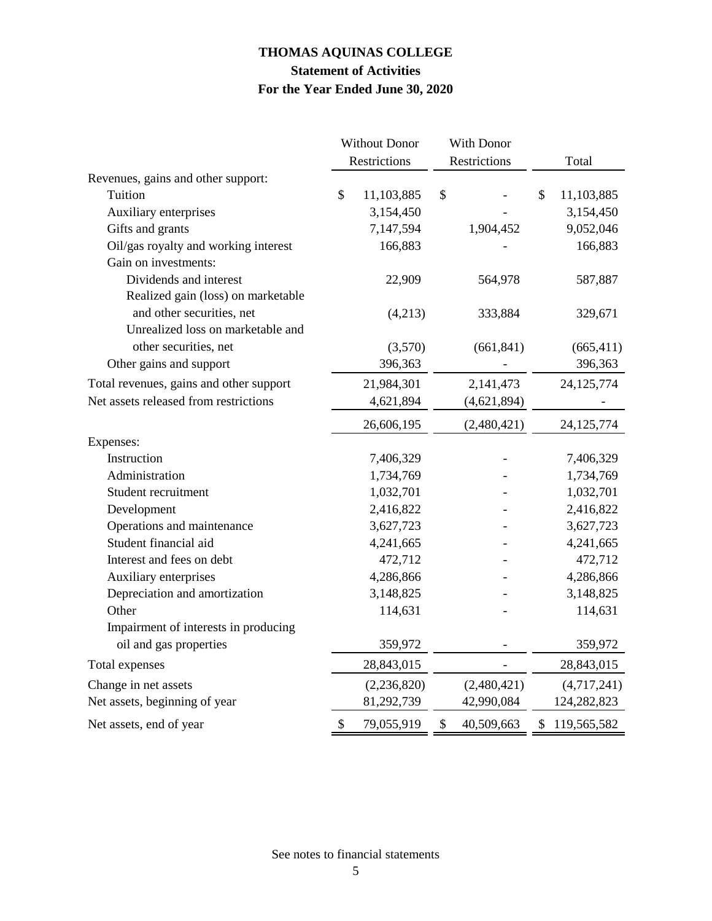# THOMAS AQUINAS COLLEGE

## Statement of Activities

### For the Year Ended June 30, 2020

| | Without Donor Restrictions | With Donor Restrictions | Total |
|---|---|---|---|
| Revenues, gains and other support: | | | |
| Tuition | $ 11,103,885 | $ - | $ 11,103,885 |
| Auxiliary enterprises | 3,154,450 | - | 3,154,450 |
| Gifts and grants | 7,147,594 | 1,904,452 | 9,052,046 |
| Oil/gas royalty and working interest | 166,883 | - | 166,883 |
| Gain on investments: | | | |
| Dividends and interest | 22,909 | 564,978 | 587,887 |
| Realized gain (loss) on marketable and other securities, net | (4,213) | 333,884 | 329,671 |
| Unrealized loss on marketable and other securities, net | (3,570) | (661,841) | (665,411) |
| Other gains and support | 396,363 | - | 396,363 |
| Total revenues, gains and other support | 21,984,301 | 2,141,473 | 24,125,774 |
| Net assets released from restrictions | 4,621,894 | (4,621,894) | - |
| | 26,606,195 | (2,480,421) | 24,125,774 |
| Expenses: | | | |
| Instruction | 7,406,329 | - | 7,406,329 |
| Administration | 1,734,769 | - | 1,734,769 |
| Student recruitment | 1,032,701 | - | 1,032,701 |
| Development | 2,416,822 | - | 2,416,822 |
| Operations and maintenance | 3,627,723 | - | 3,627,723 |
| Student financial aid | 4,241,665 | - | 4,241,665 |
| Interest and fees on debt | 472,712 | - | 472,712 |
| Auxiliary enterprises | 4,286,866 | - | 4,286,866 |
| Depreciation and amortization | 3,148,825 | - | 3,148,825 |
| Other | 114,631 | - | 114,631 |
| Impairment of interests in producing oil and gas properties | 359,972 | - | 359,972 |
| Total expenses | 28,843,015 | - | 28,843,015 |
| Change in net assets | (2,236,820) | (2,480,421) | (4,717,241) |
| Net assets, beginning of year | 81,292,739 | 42,990,084 | 124,282,823 |
| Net assets, end of year | $ 79,055,919 | $ 40,509,663 | $ 119,565,582 |

See notes to financial statements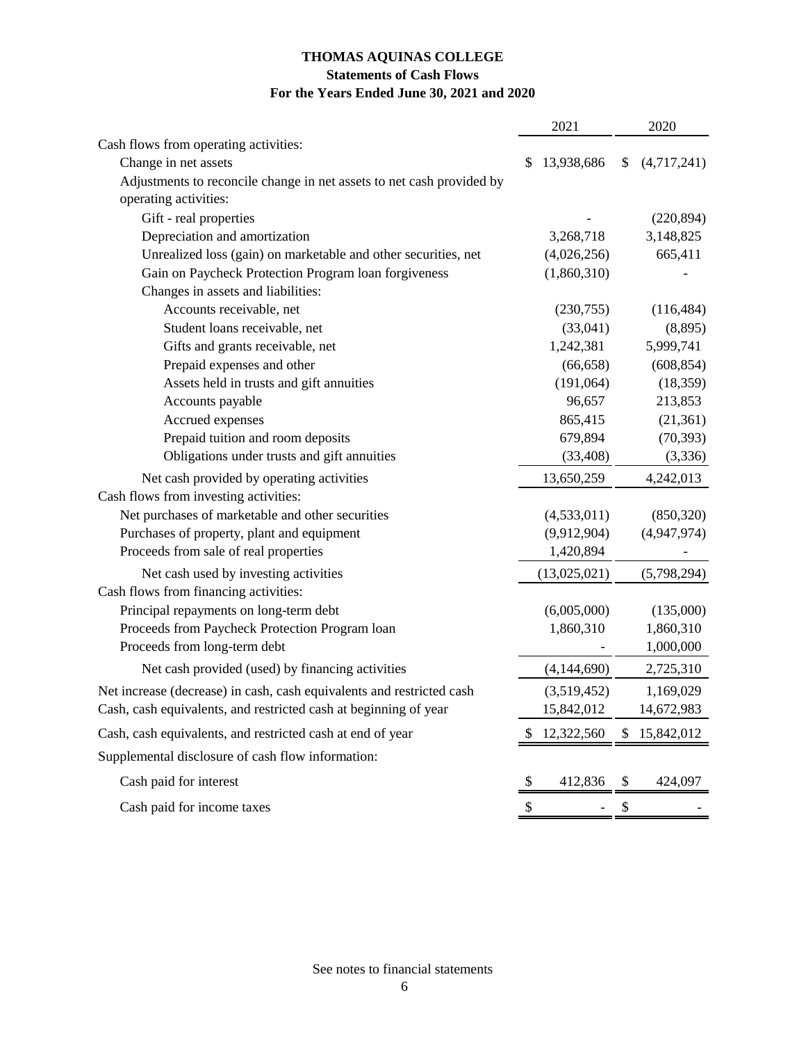# THOMAS AQUINAS COLLEGE

## Statements of Cash Flows

### For the Years Ended June 30, 2021 and 2020

| | 2021 | 2020 |
|---|---|---|
| Cash flows from operating activities: | | |
| Change in net assets | $ 13,938,686 | $ (4,717,241) |
| Adjustments to reconcile change in net assets to net cash provided by operating activities: | | |
| Gift - real properties | - | (220,894) |
| Depreciation and amortization | 3,268,718 | 3,148,825 |
| Unrealized loss (gain) on marketable and other securities, net | (4,026,256) | 665,411 |
| Gain on Paycheck Protection Program loan forgiveness | (1,860,310) | - |
| Changes in assets and liabilities: | | |
| Accounts receivable, net | (230,755) | (116,484) |
| Student loans receivable, net | (33,041) | (8,895) |
| Gifts and grants receivable, net | 1,242,381 | 5,999,741 |
| Prepaid expenses and other | (66,658) | (608,854) |
| Assets held in trusts and gift annuities | (191,064) | (18,359) |
| Accounts payable | 96,657 | 213,853 |
| Accrued expenses | 865,415 | (21,361) |
| Prepaid tuition and room deposits | 679,894 | (70,393) |
| Obligations under trusts and gift annuities | (33,408) | (3,336) |
| Net cash provided by operating activities | 13,650,259 | 4,242,013 |
| Cash flows from investing activities: | | |
| Net purchases of marketable and other securities | (4,533,011) | (850,320) |
| Purchases of property, plant and equipment | (9,912,904) | (4,947,974) |
| Proceeds from sale of real properties | 1,420,894 | - |
| Net cash used by investing activities | (13,025,021) | (5,798,294) |
| Cash flows from financing activities: | | |
| Principal repayments on long-term debt | (6,005,000) | (135,000) |
| Proceeds from Paycheck Protection Program loan | 1,860,310 | 1,860,310 |
| Proceeds from long-term debt | - | 1,000,000 |
| Net cash provided (used) by financing activities | (4,144,690) | 2,725,310 |
| Net increase (decrease) in cash, cash equivalents and restricted cash | (3,519,452) | 1,169,029 |
| Cash, cash equivalents, and restricted cash at beginning of year | 15,842,012 | 14,672,983 |
| Cash, cash equivalents, and restricted cash at end of year | $ 12,322,560 | $ 15,842,012 |
| Supplemental disclosure of cash flow information: | | |
| Cash paid for interest | $ 412,836 | $ 424,097 |
| Cash paid for income taxes | $ - | $ - |

See notes to financial statements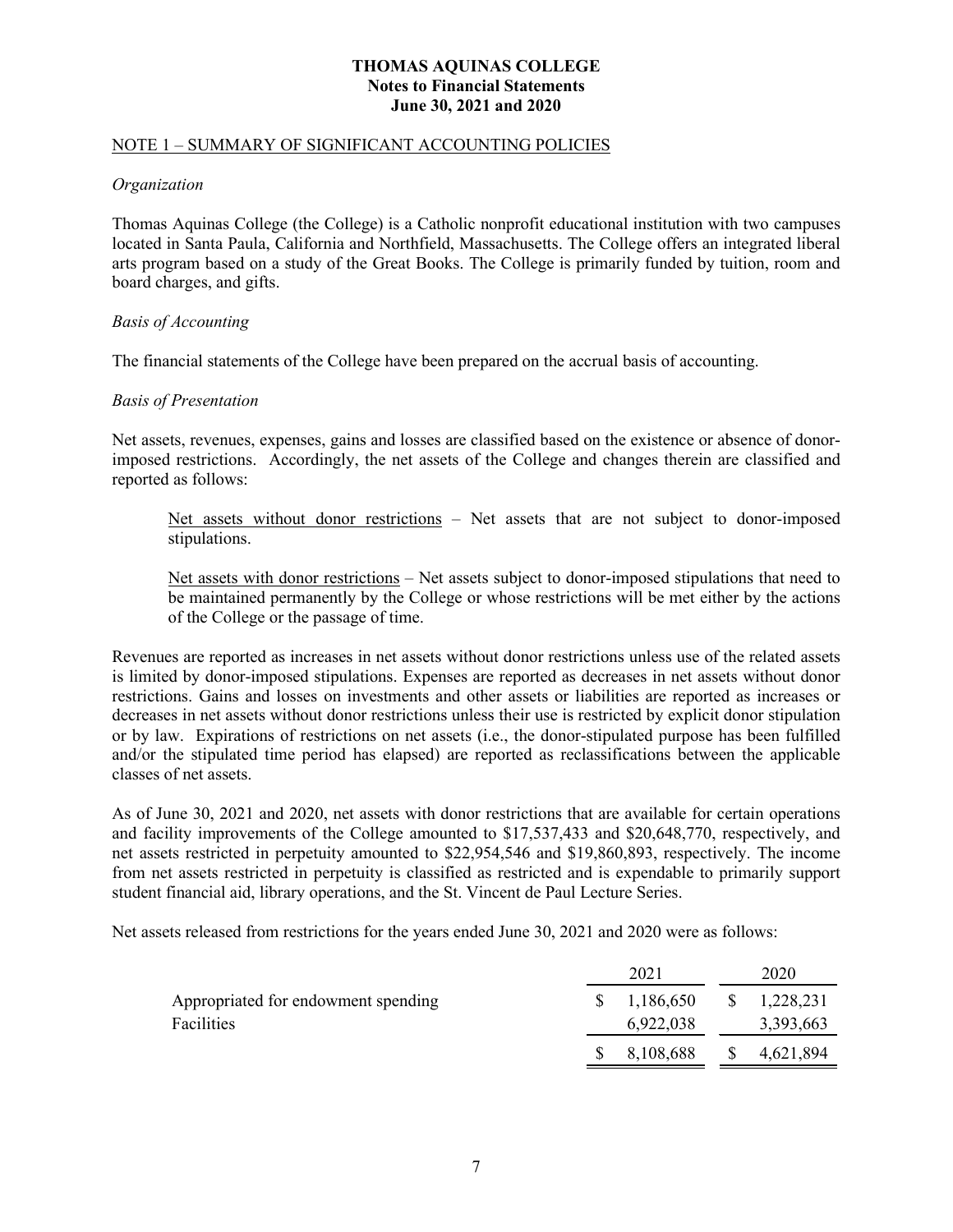**THOMAS AQUINAS COLLEGE**
**Notes to Financial Statements**
**June 30, 2021 and 2020**

## NOTE 1 – SUMMARY OF SIGNIFICANT ACCOUNTING POLICIES

*Organization*

Thomas Aquinas College (the College) is a Catholic nonprofit educational institution with two campuses located in Santa Paula, California and Northfield, Massachusetts. The College offers an integrated liberal arts program based on a study of the Great Books. The College is primarily funded by tuition, room and board charges, and gifts.

*Basis of Accounting*

The financial statements of the College have been prepared on the accrual basis of accounting.

*Basis of Presentation*

Net assets, revenues, expenses, gains and losses are classified based on the existence or absence of donor-imposed restrictions. Accordingly, the net assets of the College and changes therein are classified and reported as follows:

> Net assets without donor restrictions – Net assets that are not subject to donor-imposed stipulations.
>
> Net assets with donor restrictions – Net assets subject to donor-imposed stipulations that need to be maintained permanently by the College or whose restrictions will be met either by the actions of the College or the passage of time.

Revenues are reported as increases in net assets without donor restrictions unless use of the related assets is limited by donor-imposed stipulations. Expenses are reported as decreases in net assets without donor restrictions. Gains and losses on investments and other assets or liabilities are reported as increases or decreases in net assets without donor restrictions unless their use is restricted by explicit donor stipulation or by law. Expirations of restrictions on net assets (i.e., the donor-stipulated purpose has been fulfilled and/or the stipulated time period has elapsed) are reported as reclassifications between the applicable classes of net assets.

As of June 30, 2021 and 2020, net assets with donor restrictions that are available for certain operations and facility improvements of the College amounted to $17,537,433 and $20,648,770, respectively, and net assets restricted in perpetuity amounted to $22,954,546 and $19,860,893, respectively. The income from net assets restricted in perpetuity is classified as restricted and is expendable to primarily support student financial aid, library operations, and the St. Vincent de Paul Lecture Series.

Net assets released from restrictions for the years ended June 30, 2021 and 2020 were as follows:

| | 2021 | 2020 |
|---|---|---|
| Appropriated for endowment spending | $ 1,186,650 | $ 1,228,231 |
| Facilities | 6,922,038 | 3,393,663 |
| | $ 8,108,688 | $ 4,621,894 |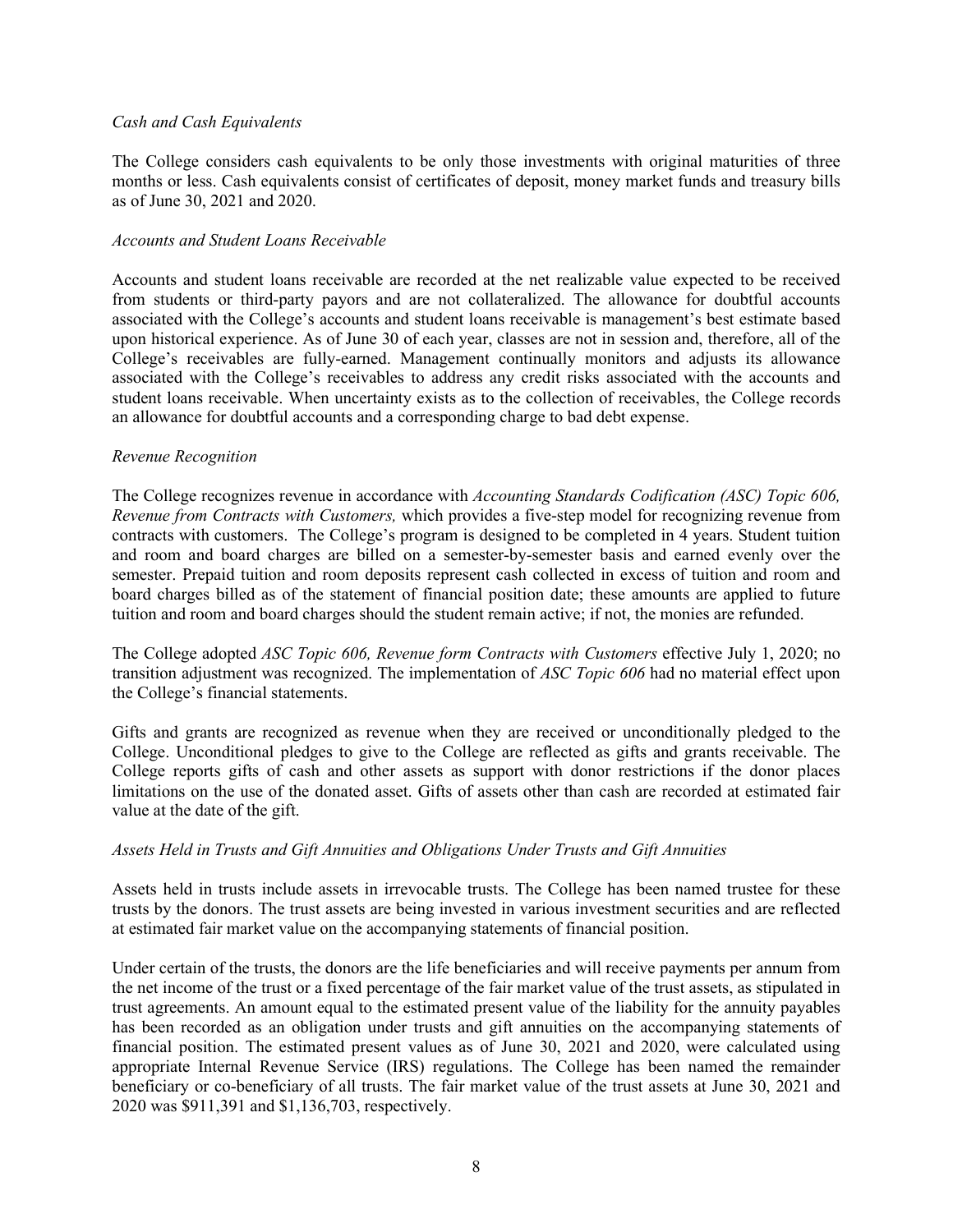*Cash and Cash Equivalents*

The College considers cash equivalents to be only those investments with original maturities of three months or less. Cash equivalents consist of certificates of deposit, money market funds and treasury bills as of June 30, 2021 and 2020.

*Accounts and Student Loans Receivable*

Accounts and student loans receivable are recorded at the net realizable value expected to be received from students or third-party payors and are not collateralized. The allowance for doubtful accounts associated with the College's accounts and student loans receivable is management's best estimate based upon historical experience. As of June 30 of each year, classes are not in session and, therefore, all of the College's receivables are fully-earned. Management continually monitors and adjusts its allowance associated with the College's receivables to address any credit risks associated with the accounts and student loans receivable. When uncertainty exists as to the collection of receivables, the College records an allowance for doubtful accounts and a corresponding charge to bad debt expense.

*Revenue Recognition*

The College recognizes revenue in accordance with *Accounting Standards Codification (ASC) Topic 606, Revenue from Contracts with Customers,* which provides a five-step model for recognizing revenue from contracts with customers. The College's program is designed to be completed in 4 years. Student tuition and room and board charges are billed on a semester-by-semester basis and earned evenly over the semester. Prepaid tuition and room deposits represent cash collected in excess of tuition and room and board charges billed as of the statement of financial position date; these amounts are applied to future tuition and room and board charges should the student remain active; if not, the monies are refunded.

The College adopted *ASC Topic 606, Revenue form Contracts with Customers* effective July 1, 2020; no transition adjustment was recognized. The implementation of *ASC Topic 606* had no material effect upon the College's financial statements.

Gifts and grants are recognized as revenue when they are received or unconditionally pledged to the College. Unconditional pledges to give to the College are reflected as gifts and grants receivable. The College reports gifts of cash and other assets as support with donor restrictions if the donor places limitations on the use of the donated asset. Gifts of assets other than cash are recorded at estimated fair value at the date of the gift.

*Assets Held in Trusts and Gift Annuities and Obligations Under Trusts and Gift Annuities*

Assets held in trusts include assets in irrevocable trusts. The College has been named trustee for these trusts by the donors. The trust assets are being invested in various investment securities and are reflected at estimated fair market value on the accompanying statements of financial position.

Under certain of the trusts, the donors are the life beneficiaries and will receive payments per annum from the net income of the trust or a fixed percentage of the fair market value of the trust assets, as stipulated in trust agreements. An amount equal to the estimated present value of the liability for the annuity payables has been recorded as an obligation under trusts and gift annuities on the accompanying statements of financial position. The estimated present values as of June 30, 2021 and 2020, were calculated using appropriate Internal Revenue Service (IRS) regulations. The College has been named the remainder beneficiary or co-beneficiary of all trusts. The fair market value of the trust assets at June 30, 2021 and 2020 was $911,391 and $1,136,703, respectively.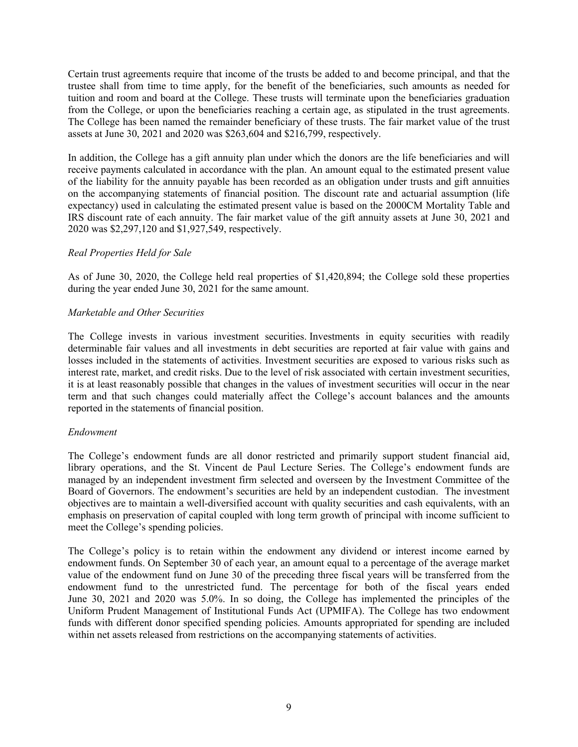Certain trust agreements require that income of the trusts be added to and become principal, and that the trustee shall from time to time apply, for the benefit of the beneficiaries, such amounts as needed for tuition and room and board at the College. These trusts will terminate upon the beneficiaries graduation from the College, or upon the beneficiaries reaching a certain age, as stipulated in the trust agreements. The College has been named the remainder beneficiary of these trusts. The fair market value of the trust assets at June 30, 2021 and 2020 was $263,604 and $216,799, respectively.

In addition, the College has a gift annuity plan under which the donors are the life beneficiaries and will receive payments calculated in accordance with the plan. An amount equal to the estimated present value of the liability for the annuity payable has been recorded as an obligation under trusts and gift annuities on the accompanying statements of financial position. The discount rate and actuarial assumption (life expectancy) used in calculating the estimated present value is based on the 2000CM Mortality Table and IRS discount rate of each annuity. The fair market value of the gift annuity assets at June 30, 2021 and 2020 was $2,297,120 and $1,927,549, respectively.

*Real Properties Held for Sale*

As of June 30, 2020, the College held real properties of $1,420,894; the College sold these properties during the year ended June 30, 2021 for the same amount.

*Marketable and Other Securities*

The College invests in various investment securities. Investments in equity securities with readily determinable fair values and all investments in debt securities are reported at fair value with gains and losses included in the statements of activities. Investment securities are exposed to various risks such as interest rate, market, and credit risks. Due to the level of risk associated with certain investment securities, it is at least reasonably possible that changes in the values of investment securities will occur in the near term and that such changes could materially affect the College's account balances and the amounts reported in the statements of financial position.

*Endowment*

The College's endowment funds are all donor restricted and primarily support student financial aid, library operations, and the St. Vincent de Paul Lecture Series. The College's endowment funds are managed by an independent investment firm selected and overseen by the Investment Committee of the Board of Governors. The endowment's securities are held by an independent custodian. The investment objectives are to maintain a well-diversified account with quality securities and cash equivalents, with an emphasis on preservation of capital coupled with long term growth of principal with income sufficient to meet the College's spending policies.

The College's policy is to retain within the endowment any dividend or interest income earned by endowment funds. On September 30 of each year, an amount equal to a percentage of the average market value of the endowment fund on June 30 of the preceding three fiscal years will be transferred from the endowment fund to the unrestricted fund. The percentage for both of the fiscal years ended June 30, 2021 and 2020 was 5.0%. In so doing, the College has implemented the principles of the Uniform Prudent Management of Institutional Funds Act (UPMIFA). The College has two endowment funds with different donor specified spending policies. Amounts appropriated for spending are included within net assets released from restrictions on the accompanying statements of activities.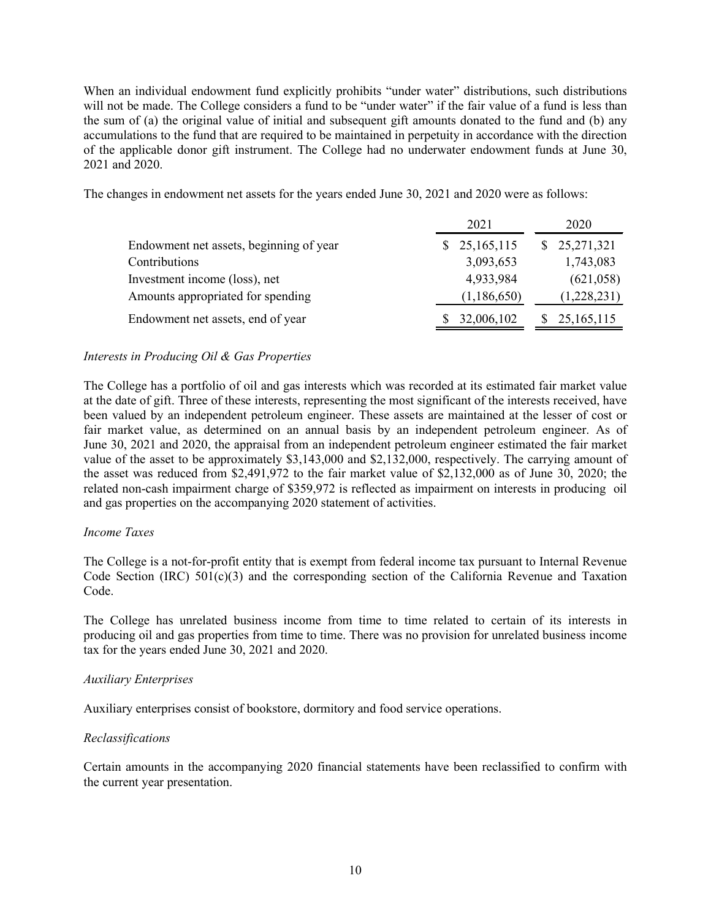When an individual endowment fund explicitly prohibits "under water" distributions, such distributions will not be made. The College considers a fund to be "under water" if the fair value of a fund is less than the sum of (a) the original value of initial and subsequent gift amounts donated to the fund and (b) any accumulations to the fund that are required to be maintained in perpetuity in accordance with the direction of the applicable donor gift instrument. The College had no underwater endowment funds at June 30, 2021 and 2020.

The changes in endowment net assets for the years ended June 30, 2021 and 2020 were as follows:

| | 2021 | 2020 |
|---|---|---|
| Endowment net assets, beginning of year | $ 25,165,115 | $ 25,271,321 |
| Contributions | 3,093,653 | 1,743,083 |
| Investment income (loss), net | 4,933,984 | (621,058) |
| Amounts appropriated for spending | (1,186,650) | (1,228,231) |
| Endowment net assets, end of year | $ 32,006,102 | $ 25,165,115 |

*Interests in Producing Oil & Gas Properties*

The College has a portfolio of oil and gas interests which was recorded at its estimated fair market value at the date of gift. Three of these interests, representing the most significant of the interests received, have been valued by an independent petroleum engineer. These assets are maintained at the lesser of cost or fair market value, as determined on an annual basis by an independent petroleum engineer. As of June 30, 2021 and 2020, the appraisal from an independent petroleum engineer estimated the fair market value of the asset to be approximately $3,143,000 and $2,132,000, respectively. The carrying amount of the asset was reduced from $2,491,972 to the fair market value of $2,132,000 as of June 30, 2020; the related non-cash impairment charge of $359,972 is reflected as impairment on interests in producing oil and gas properties on the accompanying 2020 statement of activities.

*Income Taxes*

The College is a not-for-profit entity that is exempt from federal income tax pursuant to Internal Revenue Code Section (IRC) 501(c)(3) and the corresponding section of the California Revenue and Taxation Code.

The College has unrelated business income from time to time related to certain of its interests in producing oil and gas properties from time to time. There was no provision for unrelated business income tax for the years ended June 30, 2021 and 2020.

*Auxiliary Enterprises*

Auxiliary enterprises consist of bookstore, dormitory and food service operations.

*Reclassifications*

Certain amounts in the accompanying 2020 financial statements have been reclassified to confirm with the current year presentation.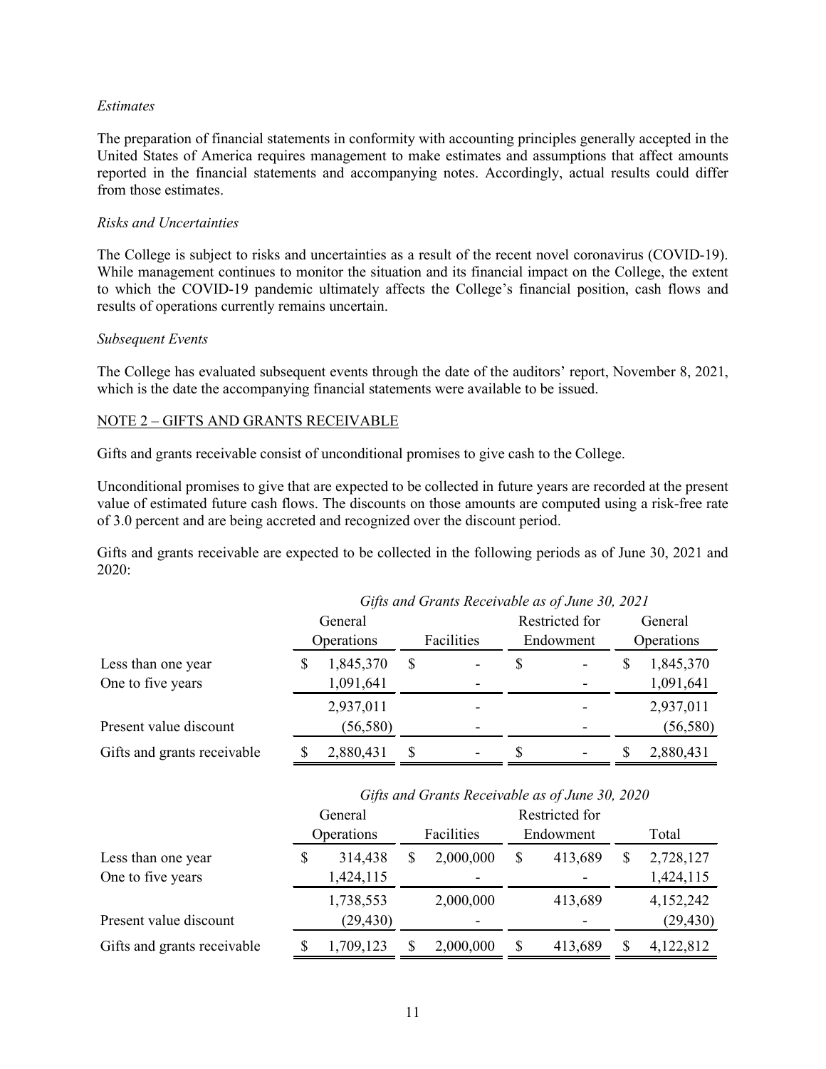*Estimates*

The preparation of financial statements in conformity with accounting principles generally accepted in the United States of America requires management to make estimates and assumptions that affect amounts reported in the financial statements and accompanying notes. Accordingly, actual results could differ from those estimates.

*Risks and Uncertainties*

The College is subject to risks and uncertainties as a result of the recent novel coronavirus (COVID-19). While management continues to monitor the situation and its financial impact on the College, the extent to which the COVID-19 pandemic ultimately affects the College's financial position, cash flows and results of operations currently remains uncertain.

*Subsequent Events*

The College has evaluated subsequent events through the date of the auditors' report, November 8, 2021, which is the date the accompanying financial statements were available to be issued.

NOTE 2 – GIFTS AND GRANTS RECEIVABLE

Gifts and grants receivable consist of unconditional promises to give cash to the College.

Unconditional promises to give that are expected to be collected in future years are recorded at the present value of estimated future cash flows. The discounts on those amounts are computed using a risk-free rate of 3.0 percent and are being accreted and recognized over the discount period.

Gifts and grants receivable are expected to be collected in the following periods as of June 30, 2021 and 2020:

| | *Gifts and Grants Receivable as of June 30, 2021* | | | |
|---|---|---|---|---|
| | General Operations | Facilities | Restricted for Endowment | General Operations |
| Less than one year | $ 1,845,370 | $ - | $ - | $ 1,845,370 |
| One to five years | 1,091,641 | - | - | 1,091,641 |
| | 2,937,011 | - | - | 2,937,011 |
| Present value discount | (56,580) | - | - | (56,580) |
| Gifts and grants receivable | $ 2,880,431 | $ - | $ - | $ 2,880,431 |

| | *Gifts and Grants Receivable as of June 30, 2020* | | | |
|---|---|---|---|---|
| | General Operations | Facilities | Restricted for Endowment | Total |
| Less than one year | $ 314,438 | $ 2,000,000 | $ 413,689 | $ 2,728,127 |
| One to five years | 1,424,115 | - | - | 1,424,115 |
| | 1,738,553 | 2,000,000 | 413,689 | 4,152,242 |
| Present value discount | (29,430) | - | - | (29,430) |
| Gifts and grants receivable | $ 1,709,123 | $ 2,000,000 | $ 413,689 | $ 4,122,812 |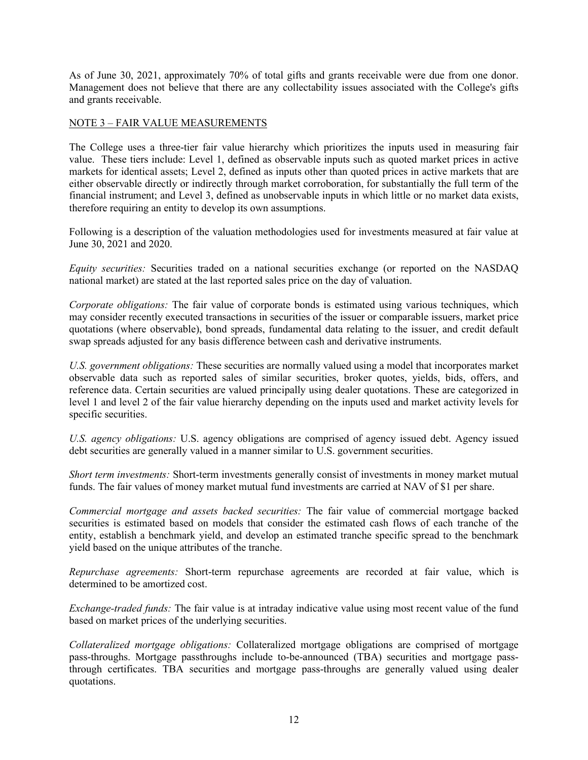As of June 30, 2021, approximately 70% of total gifts and grants receivable were due from one donor. Management does not believe that there are any collectability issues associated with the College's gifts and grants receivable.

## NOTE 3 – FAIR VALUE MEASUREMENTS

The College uses a three-tier fair value hierarchy which prioritizes the inputs used in measuring fair value. These tiers include: Level 1, defined as observable inputs such as quoted market prices in active markets for identical assets; Level 2, defined as inputs other than quoted prices in active markets that are either observable directly or indirectly through market corroboration, for substantially the full term of the financial instrument; and Level 3, defined as unobservable inputs in which little or no market data exists, therefore requiring an entity to develop its own assumptions.

Following is a description of the valuation methodologies used for investments measured at fair value at June 30, 2021 and 2020.

*Equity securities:* Securities traded on a national securities exchange (or reported on the NASDAQ national market) are stated at the last reported sales price on the day of valuation.

*Corporate obligations:* The fair value of corporate bonds is estimated using various techniques, which may consider recently executed transactions in securities of the issuer or comparable issuers, market price quotations (where observable), bond spreads, fundamental data relating to the issuer, and credit default swap spreads adjusted for any basis difference between cash and derivative instruments.

*U.S. government obligations:* These securities are normally valued using a model that incorporates market observable data such as reported sales of similar securities, broker quotes, yields, bids, offers, and reference data. Certain securities are valued principally using dealer quotations. These are categorized in level 1 and level 2 of the fair value hierarchy depending on the inputs used and market activity levels for specific securities.

*U.S. agency obligations:* U.S. agency obligations are comprised of agency issued debt. Agency issued debt securities are generally valued in a manner similar to U.S. government securities.

*Short term investments:* Short-term investments generally consist of investments in money market mutual funds. The fair values of money market mutual fund investments are carried at NAV of $1 per share.

*Commercial mortgage and assets backed securities:* The fair value of commercial mortgage backed securities is estimated based on models that consider the estimated cash flows of each tranche of the entity, establish a benchmark yield, and develop an estimated tranche specific spread to the benchmark yield based on the unique attributes of the tranche.

*Repurchase agreements:* Short-term repurchase agreements are recorded at fair value, which is determined to be amortized cost.

*Exchange-traded funds:* The fair value is at intraday indicative value using most recent value of the fund based on market prices of the underlying securities.

*Collateralized mortgage obligations:* Collateralized mortgage obligations are comprised of mortgage pass-throughs. Mortgage passthroughs include to-be-announced (TBA) securities and mortgage pass-through certificates. TBA securities and mortgage pass-throughs are generally valued using dealer quotations.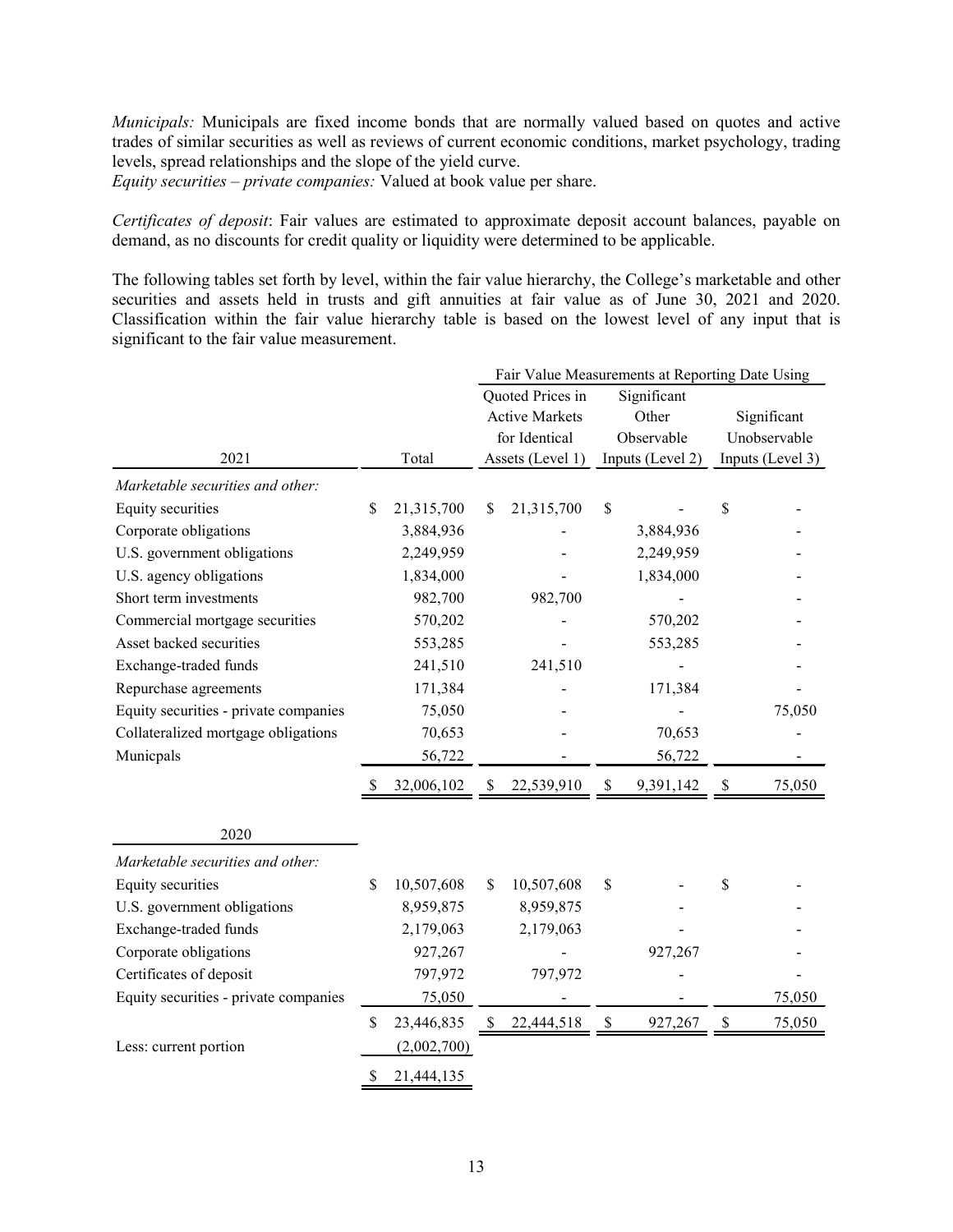*Municipals:* Municipals are fixed income bonds that are normally valued based on quotes and active trades of similar securities as well as reviews of current economic conditions, market psychology, trading levels, spread relationships and the slope of the yield curve.
*Equity securities – private companies:* Valued at book value per share.

*Certificates of deposit*: Fair values are estimated to approximate deposit account balances, payable on demand, as no discounts for credit quality or liquidity were determined to be applicable.

The following tables set forth by level, within the fair value hierarchy, the College's marketable and other securities and assets held in trusts and gift annuities at fair value as of June 30, 2021 and 2020. Classification within the fair value hierarchy table is based on the lowest level of any input that is significant to the fair value measurement.

| | | Fair Value Measurements at Reporting Date Using | | |
|---|---|---|---|---|
| 2021 | Total | Quoted Prices in Active Markets for Identical Assets (Level 1) | Significant Other Observable Inputs (Level 2) | Significant Unobservable Inputs (Level 3) |
| *Marketable securities and other:* | | | | |
| Equity securities | $ 21,315,700 | $ 21,315,700 | $ - | $ - |
| Corporate obligations | 3,884,936 | - | 3,884,936 | - |
| U.S. government obligations | 2,249,959 | - | 2,249,959 | - |
| U.S. agency obligations | 1,834,000 | - | 1,834,000 | - |
| Short term investments | 982,700 | 982,700 | - | - |
| Commercial mortgage securities | 570,202 | - | 570,202 | - |
| Asset backed securities | 553,285 | - | 553,285 | - |
| Exchange-traded funds | 241,510 | 241,510 | - | - |
| Repurchase agreements | 171,384 | - | 171,384 | - |
| Equity securities - private companies | 75,050 | - | - | 75,050 |
| Collateralized mortgage obligations | 70,653 | - | 70,653 | - |
| Municpals | 56,722 | - | 56,722 | - |
| | $ 32,006,102 | $ 22,539,910 | $ 9,391,142 | $ 75,050 |

| 2020 | Total | Level 1 | Level 2 | Level 3 |
|---|---|---|---|---|
| *Marketable securities and other:* | | | | |
| Equity securities | $ 10,507,608 | $ 10,507,608 | $ - | $ - |
| U.S. government obligations | 8,959,875 | 8,959,875 | - | - |
| Exchange-traded funds | 2,179,063 | 2,179,063 | - | - |
| Corporate obligations | 927,267 | - | 927,267 | - |
| Certificates of deposit | 797,972 | 797,972 | - | - |
| Equity securities - private companies | 75,050 | - | - | 75,050 |
| | $ 23,446,835 | $ 22,444,518 | $ 927,267 | $ 75,050 |
| Less: current portion | (2,002,700) | | | |
| | $ 21,444,135 | | | |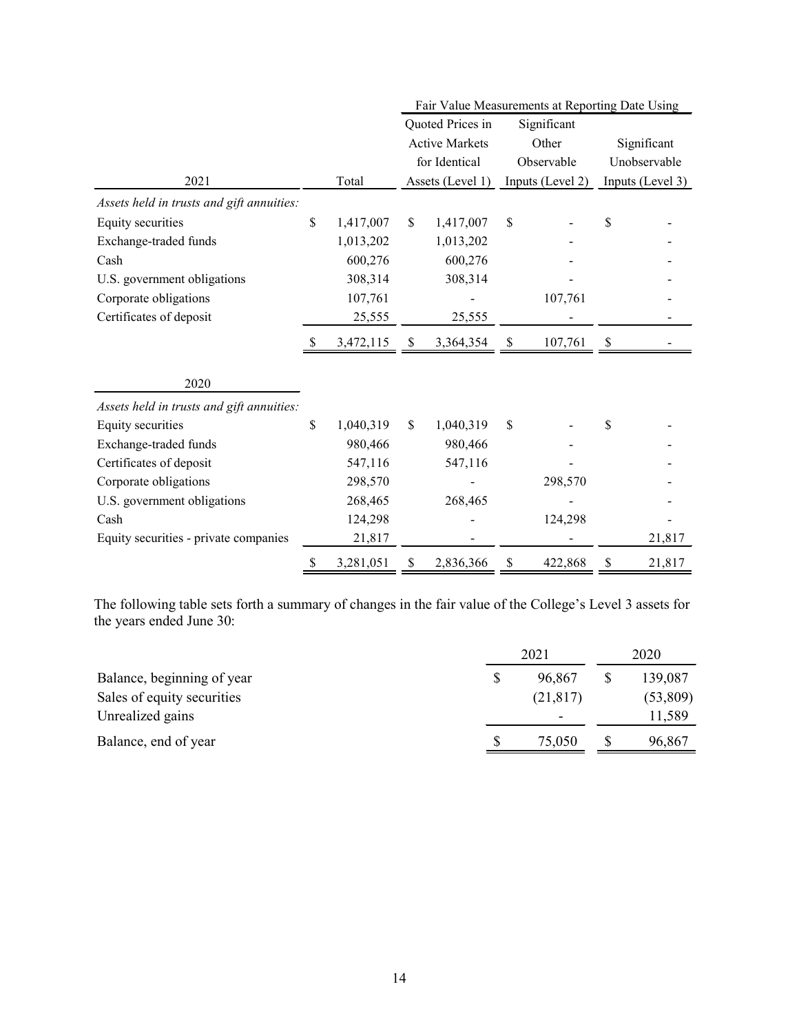| 2021 | Total | Fair Value Measurements at Reporting Date Using Quoted Prices in Active Markets for Identical Assets (Level 1) | Significant Other Observable Inputs (Level 2) | Significant Unobservable Inputs (Level 3) |
|---|---|---|---|---|
| *Assets held in trusts and gift annuities:* | | | | |
| Equity securities | $ 1,417,007 | $ 1,417,007 | $ - | $ - |
| Exchange-traded funds | 1,013,202 | 1,013,202 | - | - |
| Cash | 600,276 | 600,276 | - | - |
| U.S. government obligations | 308,314 | 308,314 | - | - |
| Corporate obligations | 107,761 | - | 107,761 | - |
| Certificates of deposit | 25,555 | 25,555 | - | - |
| | $ 3,472,115 | $ 3,364,354 | $ 107,761 | $ - |

| 2020 | Total | Level 1 | Level 2 | Level 3 |
|---|---|---|---|---|
| *Assets held in trusts and gift annuities:* | | | | |
| Equity securities | $ 1,040,319 | $ 1,040,319 | $ - | $ - |
| Exchange-traded funds | 980,466 | 980,466 | - | - |
| Certificates of deposit | 547,116 | 547,116 | - | - |
| Corporate obligations | 298,570 | - | 298,570 | - |
| U.S. government obligations | 268,465 | 268,465 | - | - |
| Cash | 124,298 | - | 124,298 | - |
| Equity securities - private companies | 21,817 | - | - | 21,817 |
| | $ 3,281,051 | $ 2,836,366 | $ 422,868 | $ 21,817 |

The following table sets forth a summary of changes in the fair value of the College's Level 3 assets for the years ended June 30:

| | 2021 | 2020 |
|---|---|---|
| Balance, beginning of year | $ 96,867 | $ 139,087 |
| Sales of equity securities | (21,817) | (53,809) |
| Unrealized gains | - | 11,589 |
| Balance, end of year | $ 75,050 | $ 96,867 |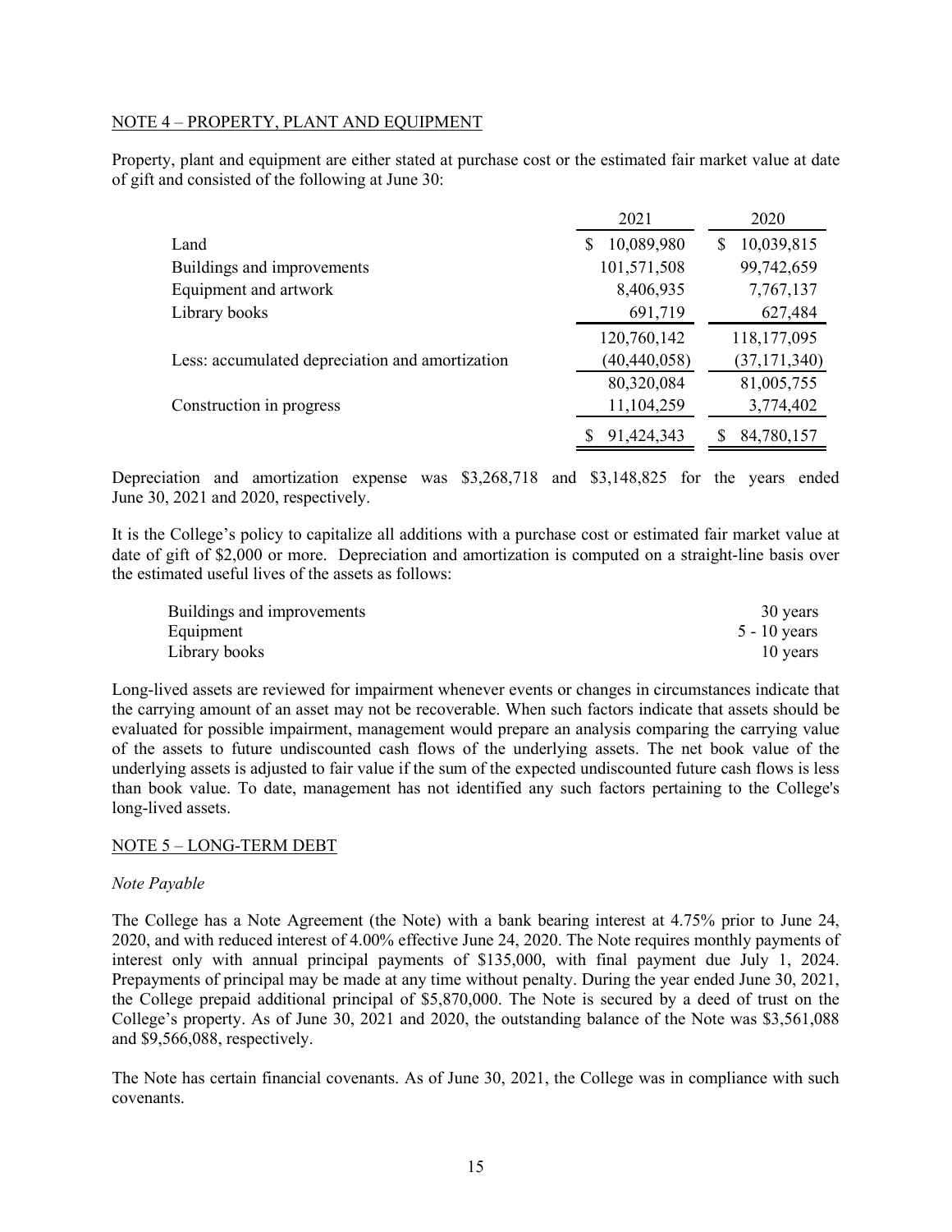NOTE 4 – PROPERTY, PLANT AND EQUIPMENT

Property, plant and equipment are either stated at purchase cost or the estimated fair market value at date of gift and consisted of the following at June 30:

| | 2021 | 2020 |
|---|---|---|
| Land | $ 10,089,980 | $ 10,039,815 |
| Buildings and improvements | 101,571,508 | 99,742,659 |
| Equipment and artwork | 8,406,935 | 7,767,137 |
| Library books | 691,719 | 627,484 |
| | 120,760,142 | 118,177,095 |
| Less: accumulated depreciation and amortization | (40,440,058) | (37,171,340) |
| | 80,320,084 | 81,005,755 |
| Construction in progress | 11,104,259 | 3,774,402 |
| | $ 91,424,343 | $ 84,780,157 |

Depreciation and amortization expense was $3,268,718 and $3,148,825 for the years ended June 30, 2021 and 2020, respectively.

It is the College's policy to capitalize all additions with a purchase cost or estimated fair market value at date of gift of $2,000 or more. Depreciation and amortization is computed on a straight-line basis over the estimated useful lives of the assets as follows:

| | |
|---|---|
| Buildings and improvements | 30 years |
| Equipment | 5 - 10 years |
| Library books | 10 years |

Long-lived assets are reviewed for impairment whenever events or changes in circumstances indicate that the carrying amount of an asset may not be recoverable. When such factors indicate that assets should be evaluated for possible impairment, management would prepare an analysis comparing the carrying value of the assets to future undiscounted cash flows of the underlying assets. The net book value of the underlying assets is adjusted to fair value if the sum of the expected undiscounted future cash flows is less than book value. To date, management has not identified any such factors pertaining to the College's long-lived assets.

NOTE 5 – LONG-TERM DEBT

*Note Payable*

The College has a Note Agreement (the Note) with a bank bearing interest at 4.75% prior to June 24, 2020, and with reduced interest of 4.00% effective June 24, 2020. The Note requires monthly payments of interest only with annual principal payments of $135,000, with final payment due July 1, 2024. Prepayments of principal may be made at any time without penalty. During the year ended June 30, 2021, the College prepaid additional principal of $5,870,000. The Note is secured by a deed of trust on the College's property. As of June 30, 2021 and 2020, the outstanding balance of the Note was $3,561,088 and $9,566,088, respectively.

The Note has certain financial covenants. As of June 30, 2021, the College was in compliance with such covenants.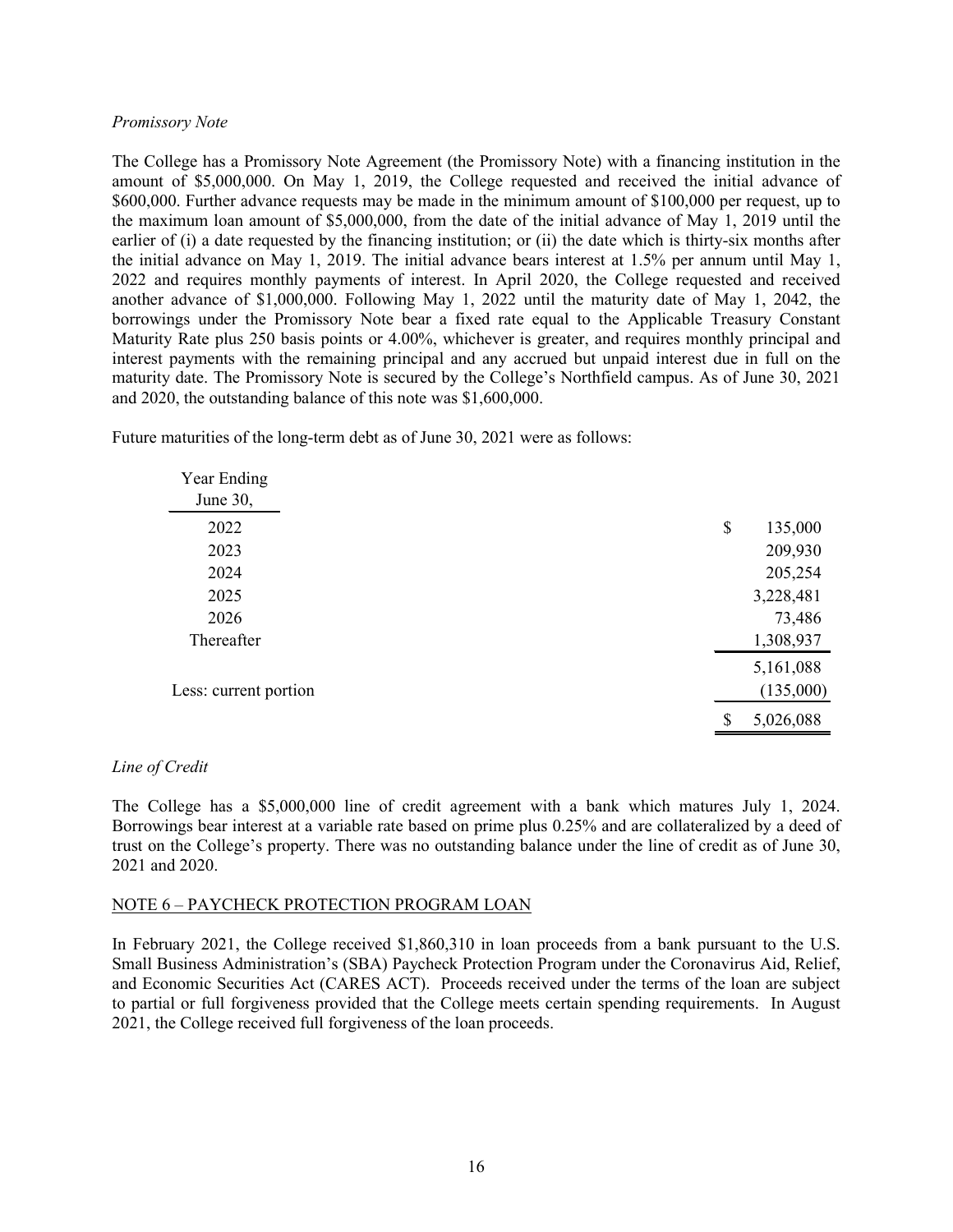*Promissory Note*

The College has a Promissory Note Agreement (the Promissory Note) with a financing institution in the amount of $5,000,000. On May 1, 2019, the College requested and received the initial advance of $600,000. Further advance requests may be made in the minimum amount of $100,000 per request, up to the maximum loan amount of $5,000,000, from the date of the initial advance of May 1, 2019 until the earlier of (i) a date requested by the financing institution; or (ii) the date which is thirty-six months after the initial advance on May 1, 2019. The initial advance bears interest at 1.5% per annum until May 1, 2022 and requires monthly payments of interest. In April 2020, the College requested and received another advance of $1,000,000. Following May 1, 2022 until the maturity date of May 1, 2042, the borrowings under the Promissory Note bear a fixed rate equal to the Applicable Treasury Constant Maturity Rate plus 250 basis points or 4.00%, whichever is greater, and requires monthly principal and interest payments with the remaining principal and any accrued but unpaid interest due in full on the maturity date. The Promissory Note is secured by the College's Northfield campus. As of June 30, 2021 and 2020, the outstanding balance of this note was $1,600,000.

Future maturities of the long-term debt as of June 30, 2021 were as follows:

| Year Ending June 30, | |
|---|---|
| 2022 | $ 135,000 |
| 2023 | 209,930 |
| 2024 | 205,254 |
| 2025 | 3,228,481 |
| 2026 | 73,486 |
| Thereafter | 1,308,937 |
| | 5,161,088 |
| Less: current portion | (135,000) |
| | $ 5,026,088 |

*Line of Credit*

The College has a $5,000,000 line of credit agreement with a bank which matures July 1, 2024. Borrowings bear interest at a variable rate based on prime plus 0.25% and are collateralized by a deed of trust on the College's property. There was no outstanding balance under the line of credit as of June 30, 2021 and 2020.

## NOTE 6 – PAYCHECK PROTECTION PROGRAM LOAN

In February 2021, the College received $1,860,310 in loan proceeds from a bank pursuant to the U.S. Small Business Administration's (SBA) Paycheck Protection Program under the Coronavirus Aid, Relief, and Economic Securities Act (CARES ACT). Proceeds received under the terms of the loan are subject to partial or full forgiveness provided that the College meets certain spending requirements. In August 2021, the College received full forgiveness of the loan proceeds.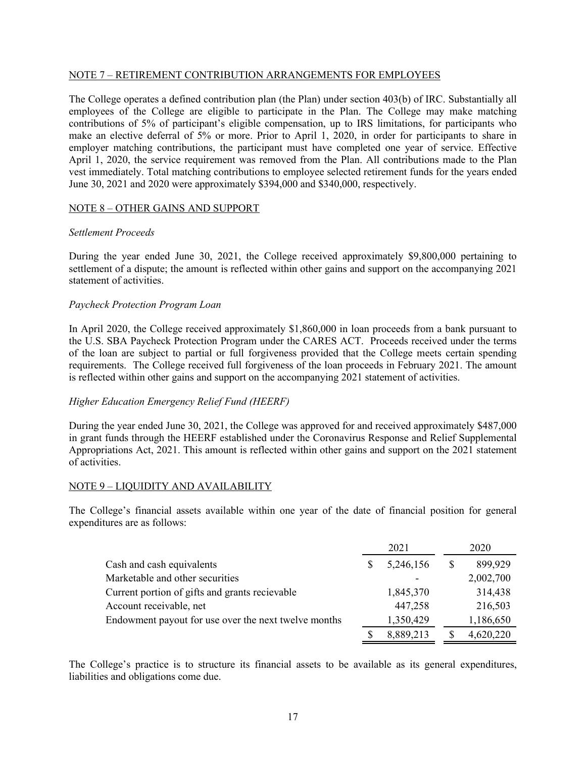## NOTE 7 – RETIREMENT CONTRIBUTION ARRANGEMENTS FOR EMPLOYEES

The College operates a defined contribution plan (the Plan) under section 403(b) of IRC. Substantially all employees of the College are eligible to participate in the Plan. The College may make matching contributions of 5% of participant's eligible compensation, up to IRS limitations, for participants who make an elective deferral of 5% or more. Prior to April 1, 2020, in order for participants to share in employer matching contributions, the participant must have completed one year of service. Effective April 1, 2020, the service requirement was removed from the Plan. All contributions made to the Plan vest immediately. Total matching contributions to employee selected retirement funds for the years ended June 30, 2021 and 2020 were approximately $394,000 and $340,000, respectively.

## NOTE 8 – OTHER GAINS AND SUPPORT

*Settlement Proceeds*

During the year ended June 30, 2021, the College received approximately $9,800,000 pertaining to settlement of a dispute; the amount is reflected within other gains and support on the accompanying 2021 statement of activities.

*Paycheck Protection Program Loan*

In April 2020, the College received approximately $1,860,000 in loan proceeds from a bank pursuant to the U.S. SBA Paycheck Protection Program under the CARES ACT. Proceeds received under the terms of the loan are subject to partial or full forgiveness provided that the College meets certain spending requirements. The College received full forgiveness of the loan proceeds in February 2021. The amount is reflected within other gains and support on the accompanying 2021 statement of activities.

*Higher Education Emergency Relief Fund (HEERF)*

During the year ended June 30, 2021, the College was approved for and received approximately $487,000 in grant funds through the HEERF established under the Coronavirus Response and Relief Supplemental Appropriations Act, 2021. This amount is reflected within other gains and support on the 2021 statement of activities.

## NOTE 9 – LIQUIDITY AND AVAILABILITY

The College's financial assets available within one year of the date of financial position for general expenditures are as follows:

| | 2021 | 2020 |
|---|---|---|
| Cash and cash equivalents | $ 5,246,156 | $ 899,929 |
| Marketable and other securities | - | 2,002,700 |
| Current portion of gifts and grants recievable | 1,845,370 | 314,438 |
| Account receivable, net | 447,258 | 216,503 |
| Endowment payout for use over the next twelve months | 1,350,429 | 1,186,650 |
| | $ 8,889,213 | $ 4,620,220 |

The College's practice is to structure its financial assets to be available as its general expenditures, liabilities and obligations come due.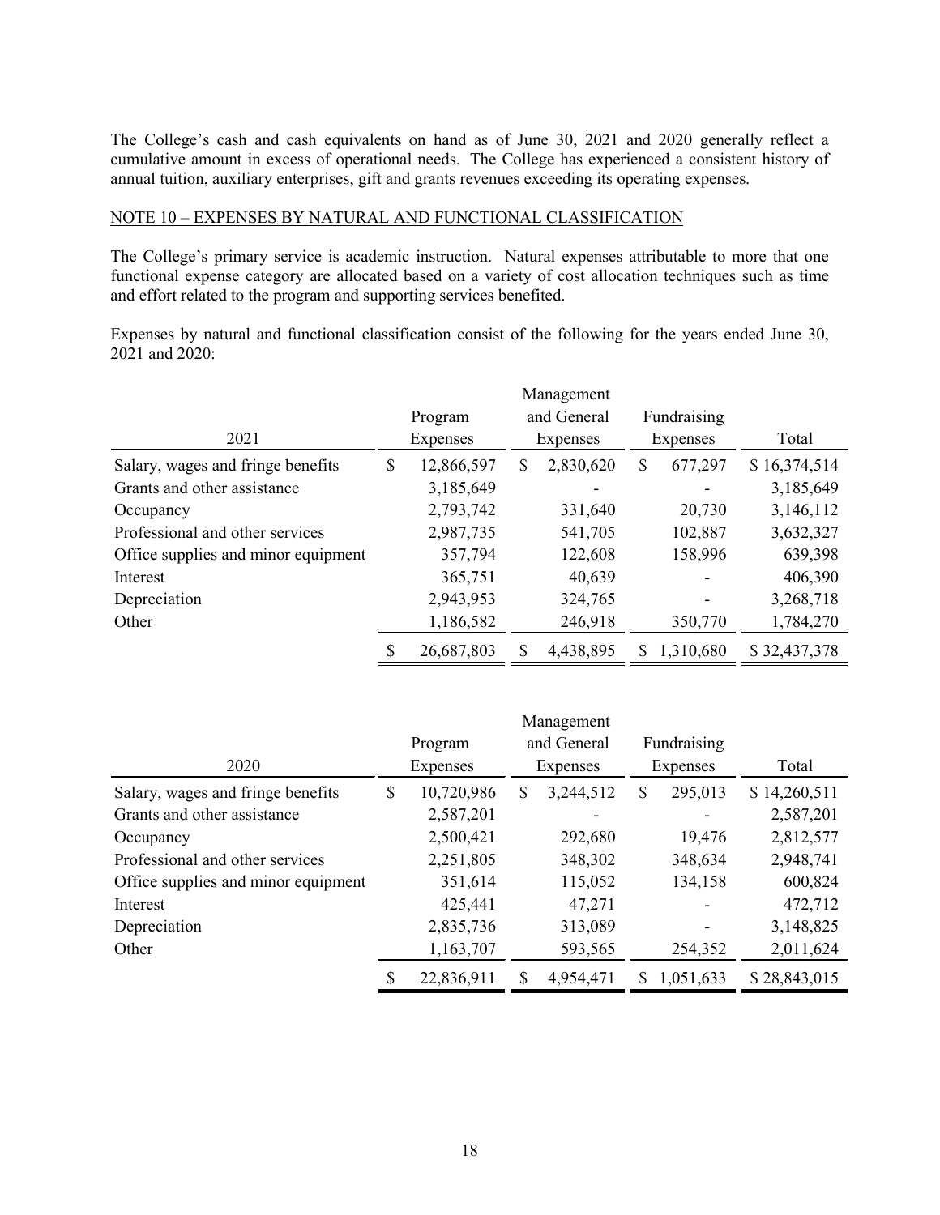The College's cash and cash equivalents on hand as of June 30, 2021 and 2020 generally reflect a cumulative amount in excess of operational needs. The College has experienced a consistent history of annual tuition, auxiliary enterprises, gift and grants revenues exceeding its operating expenses.

## NOTE 10 – EXPENSES BY NATURAL AND FUNCTIONAL CLASSIFICATION

The College's primary service is academic instruction. Natural expenses attributable to more that one functional expense category are allocated based on a variety of cost allocation techniques such as time and effort related to the program and supporting services benefited.

Expenses by natural and functional classification consist of the following for the years ended June 30, 2021 and 2020:

| 2021 | Program Expenses | Management and General Expenses | Fundraising Expenses | Total |
|---|---|---|---|---|
| Salary, wages and fringe benefits | $ 12,866,597 | $ 2,830,620 | $ 677,297 | $ 16,374,514 |
| Grants and other assistance | 3,185,649 | - | - | 3,185,649 |
| Occupancy | 2,793,742 | 331,640 | 20,730 | 3,146,112 |
| Professional and other services | 2,987,735 | 541,705 | 102,887 | 3,632,327 |
| Office supplies and minor equipment | 357,794 | 122,608 | 158,996 | 639,398 |
| Interest | 365,751 | 40,639 | - | 406,390 |
| Depreciation | 2,943,953 | 324,765 | - | 3,268,718 |
| Other | 1,186,582 | 246,918 | 350,770 | 1,784,270 |
| | $ 26,687,803 | $ 4,438,895 | $ 1,310,680 | $ 32,437,378 |

| 2020 | Program Expenses | Management and General Expenses | Fundraising Expenses | Total |
|---|---|---|---|---|
| Salary, wages and fringe benefits | $ 10,720,986 | $ 3,244,512 | $ 295,013 | $ 14,260,511 |
| Grants and other assistance | 2,587,201 | - | - | 2,587,201 |
| Occupancy | 2,500,421 | 292,680 | 19,476 | 2,812,577 |
| Professional and other services | 2,251,805 | 348,302 | 348,634 | 2,948,741 |
| Office supplies and minor equipment | 351,614 | 115,052 | 134,158 | 600,824 |
| Interest | 425,441 | 47,271 | - | 472,712 |
| Depreciation | 2,835,736 | 313,089 | - | 3,148,825 |
| Other | 1,163,707 | 593,565 | 254,352 | 2,011,624 |
| | $ 22,836,911 | $ 4,954,471 | $ 1,051,633 | $ 28,843,015 |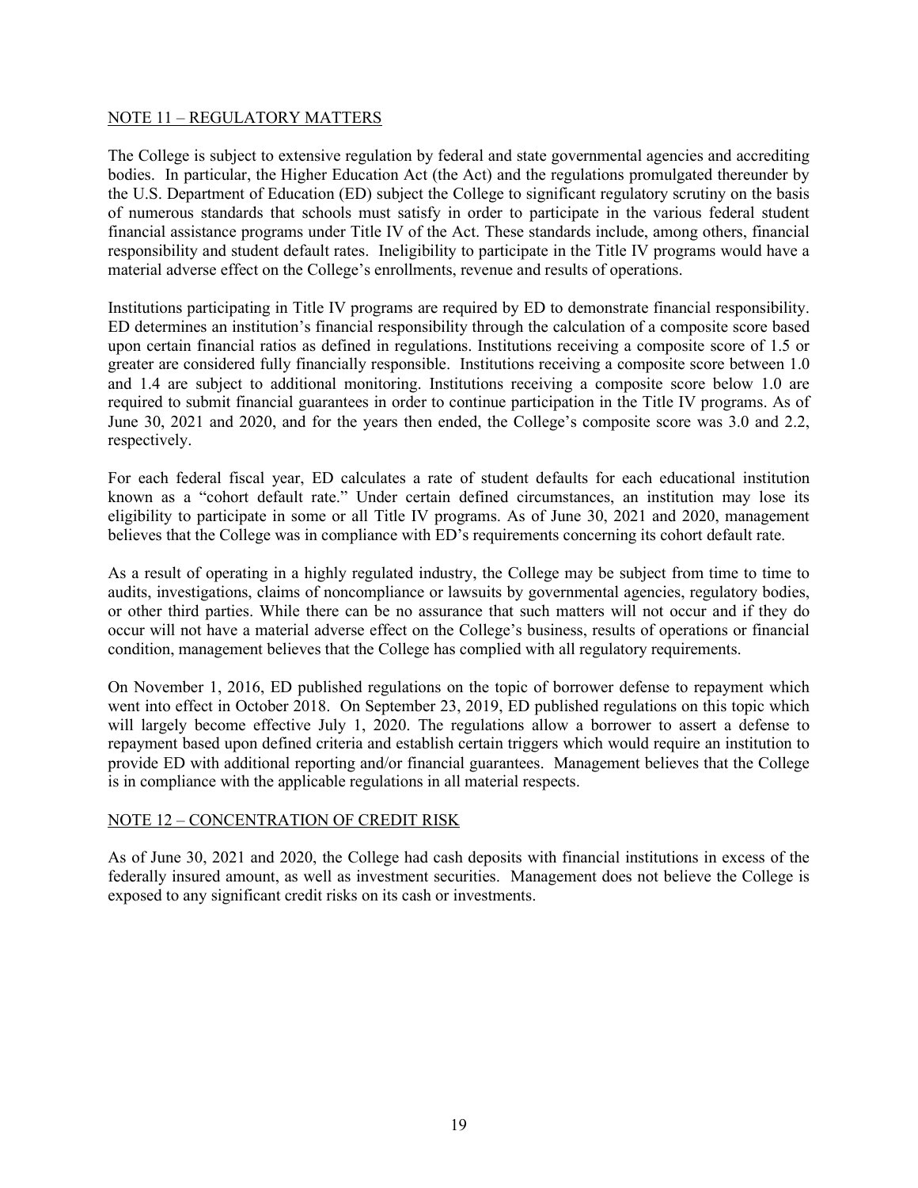## NOTE 11 – REGULATORY MATTERS

The College is subject to extensive regulation by federal and state governmental agencies and accrediting bodies. In particular, the Higher Education Act (the Act) and the regulations promulgated thereunder by the U.S. Department of Education (ED) subject the College to significant regulatory scrutiny on the basis of numerous standards that schools must satisfy in order to participate in the various federal student financial assistance programs under Title IV of the Act. These standards include, among others, financial responsibility and student default rates. Ineligibility to participate in the Title IV programs would have a material adverse effect on the College's enrollments, revenue and results of operations.

Institutions participating in Title IV programs are required by ED to demonstrate financial responsibility. ED determines an institution's financial responsibility through the calculation of a composite score based upon certain financial ratios as defined in regulations. Institutions receiving a composite score of 1.5 or greater are considered fully financially responsible. Institutions receiving a composite score between 1.0 and 1.4 are subject to additional monitoring. Institutions receiving a composite score below 1.0 are required to submit financial guarantees in order to continue participation in the Title IV programs. As of June 30, 2021 and 2020, and for the years then ended, the College's composite score was 3.0 and 2.2, respectively.

For each federal fiscal year, ED calculates a rate of student defaults for each educational institution known as a "cohort default rate." Under certain defined circumstances, an institution may lose its eligibility to participate in some or all Title IV programs. As of June 30, 2021 and 2020, management believes that the College was in compliance with ED's requirements concerning its cohort default rate.

As a result of operating in a highly regulated industry, the College may be subject from time to time to audits, investigations, claims of noncompliance or lawsuits by governmental agencies, regulatory bodies, or other third parties. While there can be no assurance that such matters will not occur and if they do occur will not have a material adverse effect on the College's business, results of operations or financial condition, management believes that the College has complied with all regulatory requirements.

On November 1, 2016, ED published regulations on the topic of borrower defense to repayment which went into effect in October 2018. On September 23, 2019, ED published regulations on this topic which will largely become effective July 1, 2020. The regulations allow a borrower to assert a defense to repayment based upon defined criteria and establish certain triggers which would require an institution to provide ED with additional reporting and/or financial guarantees. Management believes that the College is in compliance with the applicable regulations in all material respects.

## NOTE 12 – CONCENTRATION OF CREDIT RISK

As of June 30, 2021 and 2020, the College had cash deposits with financial institutions in excess of the federally insured amount, as well as investment securities. Management does not believe the College is exposed to any significant credit risks on its cash or investments.